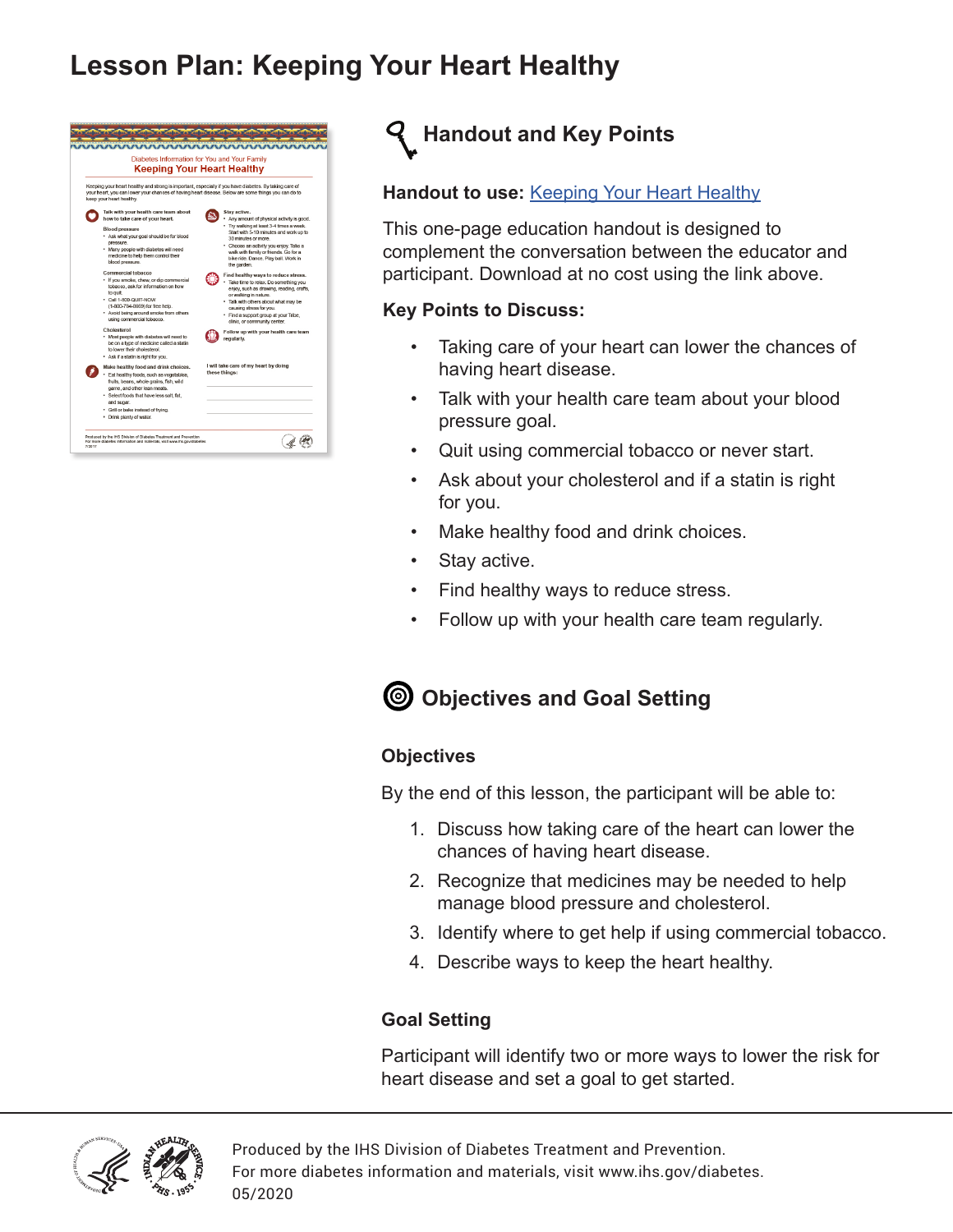# Lesson Plan: Keeping Your Heart Healthy

## Handout and Key Points

**Handout to use:** Keeping Your Heart Healthy

This one-page education handout is designed to complement the conversation between the educator and participant. Download at no cost using the link above.

**Key Points to Discuss:**

- Taking care of your heart can lower the chances of having heart disease.
- Talk with your health care team about your blood pressure goal.
- Quit using commercial tobacco or never start.
- Ask about your cholesterol and if a statin is right for you.
- Make healthy food and drink choices.
- Stay active.
- Find healthy ways to reduce stress.
- Follow up with your health care team regularly.

## Objectives and Goal Setting

### Objectives

By the end of this lesson, the participant will be able to:

1. Discuss how taking care of the heart can lower the chances of having heart disease.
2. Recognize that medicines may be needed to help manage blood pressure and cholesterol.
3. Identify where to get help if using commercial tobacco.
4. Describe ways to keep the heart healthy.

### Goal Setting

Participant will identify two or more ways to lower the risk for heart disease and set a goal to get started.

Produced by the IHS Division of Diabetes Treatment and Prevention.
For more diabetes information and materials, visit www.ihs.gov/diabetes.
05/2020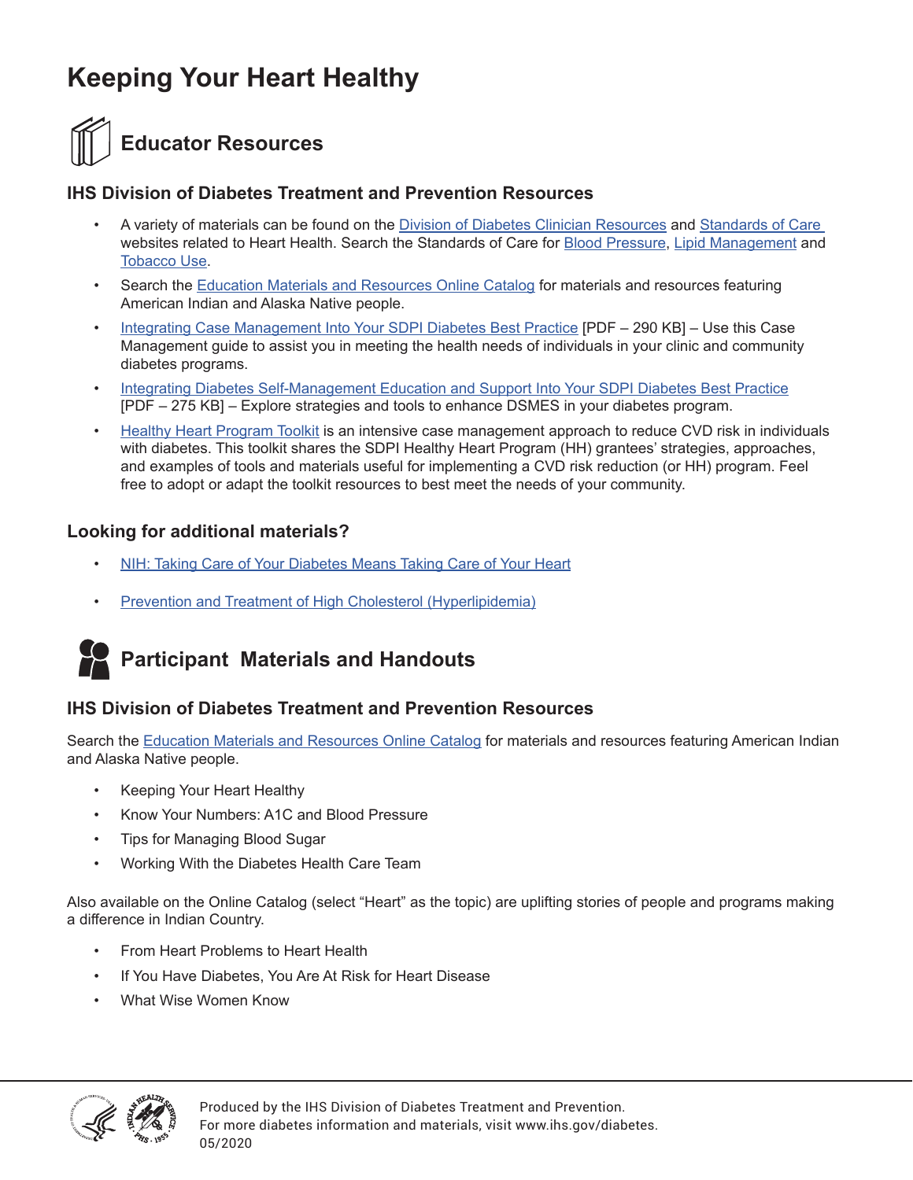# Keeping Your Heart Healthy

## Educator Resources

### IHS Division of Diabetes Treatment and Prevention Resources

- A variety of materials can be found on the Division of Diabetes Clinician Resources and Standards of Care websites related to Heart Health. Search the Standards of Care for Blood Pressure, Lipid Management and Tobacco Use.
- Search the Education Materials and Resources Online Catalog for materials and resources featuring American Indian and Alaska Native people.
- Integrating Case Management Into Your SDPI Diabetes Best Practice [PDF – 290 KB] – Use this Case Management guide to assist you in meeting the health needs of individuals in your clinic and community diabetes programs.
- Integrating Diabetes Self-Management Education and Support Into Your SDPI Diabetes Best Practice [PDF – 275 KB] – Explore strategies and tools to enhance DSMES in your diabetes program.
- Healthy Heart Program Toolkit is an intensive case management approach to reduce CVD risk in individuals with diabetes. This toolkit shares the SDPI Healthy Heart Program (HH) grantees' strategies, approaches, and examples of tools and materials useful for implementing a CVD risk reduction (or HH) program. Feel free to adopt or adapt the toolkit resources to best meet the needs of your community.

### Looking for additional materials?

- NIH: Taking Care of Your Diabetes Means Taking Care of Your Heart
- Prevention and Treatment of High Cholesterol (Hyperlipidemia)

## Participant Materials and Handouts

### IHS Division of Diabetes Treatment and Prevention Resources

Search the Education Materials and Resources Online Catalog for materials and resources featuring American Indian and Alaska Native people.

- Keeping Your Heart Healthy
- Know Your Numbers: A1C and Blood Pressure
- Tips for Managing Blood Sugar
- Working With the Diabetes Health Care Team

Also available on the Online Catalog (select "Heart" as the topic) are uplifting stories of people and programs making a difference in Indian Country.

- From Heart Problems to Heart Health
- If You Have Diabetes, You Are At Risk for Heart Disease
- What Wise Women Know

Produced by the IHS Division of Diabetes Treatment and Prevention.
For more diabetes information and materials, visit www.ihs.gov/diabetes.
05/2020